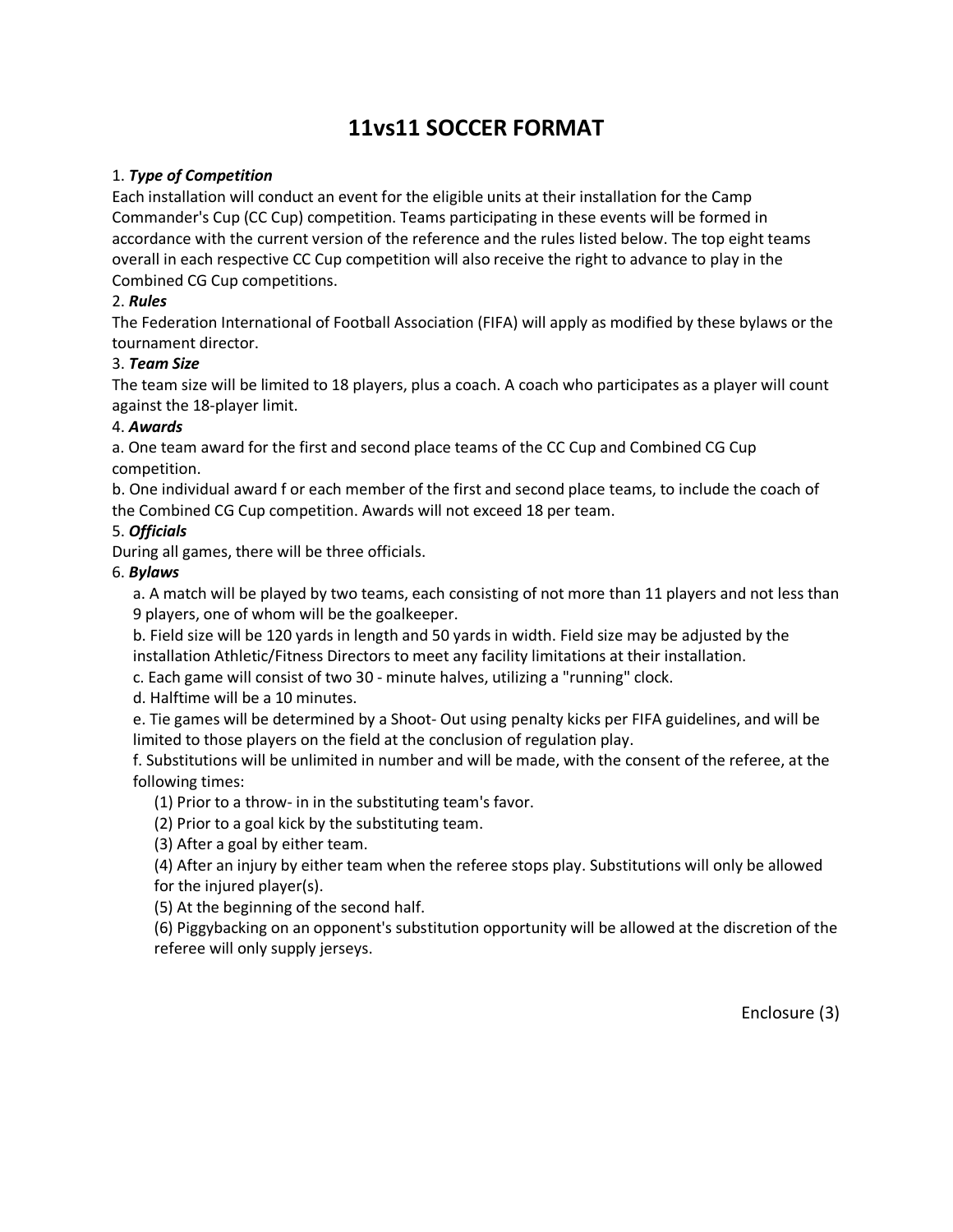# 11vs11 SOCCER FORMAT

1. ***Type of Competition***

Each installation will conduct an event for the eligible units at their installation for the Camp Commander's Cup (CC Cup) competition. Teams participating in these events will be formed in accordance with the current version of the reference and the rules listed below. The top eight teams overall in each respective CC Cup competition will also receive the right to advance to play in the Combined CG Cup competitions.

2. ***Rules***

The Federation International of Football Association (FIFA) will apply as modified by these bylaws or the tournament director.

3. ***Team Size***

The team size will be limited to 18 players, plus a coach. A coach who participates as a player will count against the 18-player limit.

4. ***Awards***

a. One team award for the first and second place teams of the CC Cup and Combined CG Cup competition.

b. One individual award f or each member of the first and second place teams, to include the coach of the Combined CG Cup competition. Awards will not exceed 18 per team.

5. ***Officials***

During all games, there will be three officials.

6. ***Bylaws***

   a. A match will be played by two teams, each consisting of not more than 11 players and not less than 9 players, one of whom will be the goalkeeper.

   b. Field size will be 120 yards in length and 50 yards in width. Field size may be adjusted by the installation Athletic/Fitness Directors to meet any facility limitations at their installation.

   c. Each game will consist of two 30 - minute halves, utilizing a "running" clock.

   d. Halftime will be a 10 minutes.

   e. Tie games will be determined by a Shoot- Out using penalty kicks per FIFA guidelines, and will be limited to those players on the field at the conclusion of regulation play.

   f. Substitutions will be unlimited in number and will be made, with the consent of the referee, at the following times:

      (1) Prior to a throw- in in the substituting team's favor.

      (2) Prior to a goal kick by the substituting team.

      (3) After a goal by either team.

      (4) After an injury by either team when the referee stops play. Substitutions will only be allowed for the injured player(s).

      (5) At the beginning of the second half.

      (6) Piggybacking on an opponent's substitution opportunity will be allowed at the discretion of the referee will only supply jerseys.

Enclosure (3)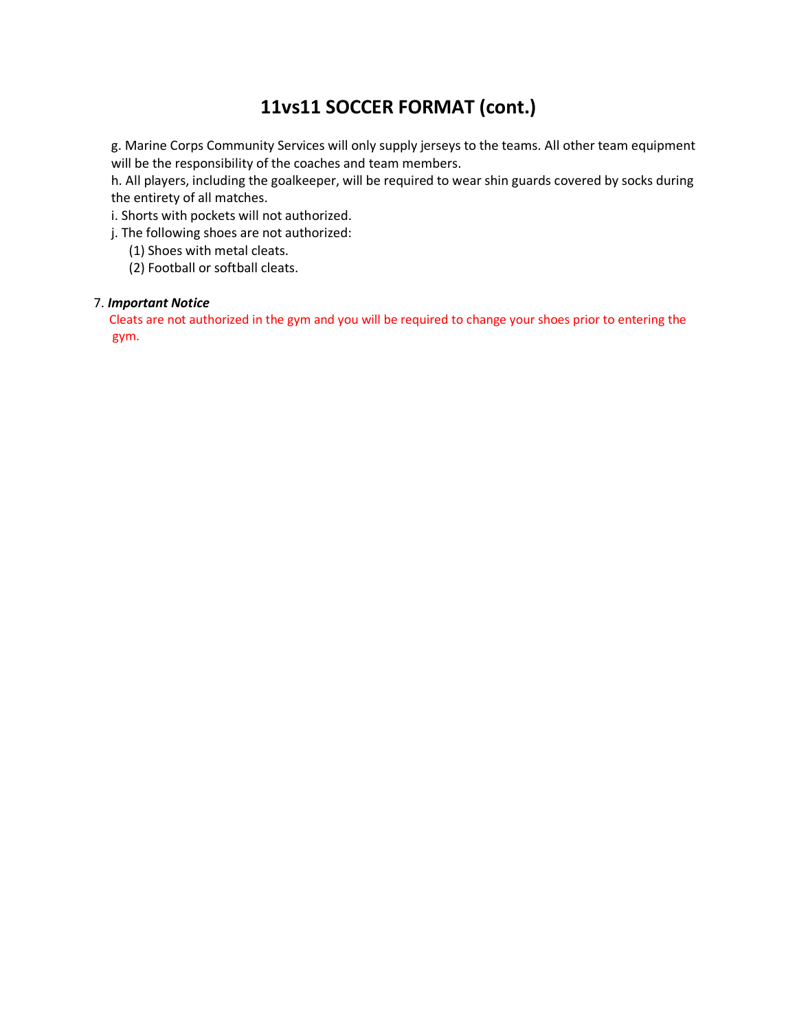# 11vs11 SOCCER FORMAT (cont.)

g. Marine Corps Community Services will only supply jerseys to the teams. All other team equipment will be the responsibility of the coaches and team members.

h. All players, including the goalkeeper, will be required to wear shin guards covered by socks during the entirety of all matches.

i. Shorts with pockets will not authorized.

j. The following shoes are not authorized:

(1) Shoes with metal cleats.

(2) Football or softball cleats.

7. ***Important Notice***

Cleats are not authorized in the gym and you will be required to change your shoes prior to entering the gym.